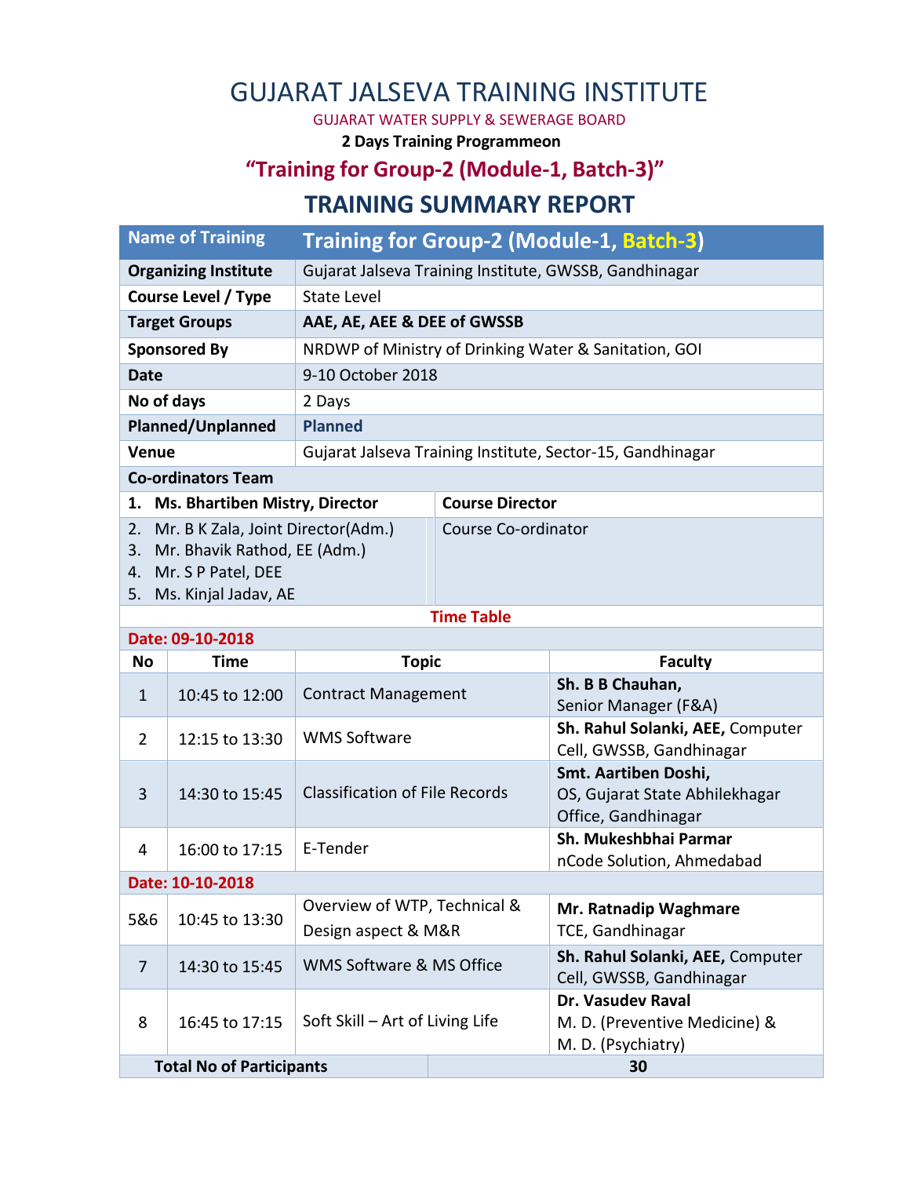# GUJARAT JALSEVA TRAINING INSTITUTE

GUJARAT WATER SUPPLY & SEWERAGE BOARD

**2 Days Training Programmeon**

## "Training for Group-2 (Module-1, Batch-3)"

## TRAINING SUMMARY REPORT

| **Name of Training** | **Training for Group-2 (Module-1, Batch-3)** |
|---|---|
| **Organizing Institute** | Gujarat Jalseva Training Institute, GWSSB, Gandhinagar |
| **Course Level / Type** | State Level |
| **Target Groups** | **AAE, AE, AEE & DEE of GWSSB** |
| **Sponsored By** | NRDWP of Ministry of Drinking Water & Sanitation, GOI |
| **Date** | 9-10 October 2018 |
| **No of days** | 2 Days |
| **Planned/Unplanned** | **Planned** |
| **Venue** | Gujarat Jalseva Training Institute, Sector-15, Gandhinagar |

**Co-ordinators Team**

| Name | Role |
|---|---|
| 1. **Ms. Bhartiben Mistry, Director** | **Course Director** |
| 2. Mr. B K Zala, Joint Director(Adm.)<br>3. Mr. Bhavik Rathod, EE (Adm.)<br>4. Mr. S P Patel, DEE<br>5. Ms. Kinjal Jadav, AE | Course Co-ordinator |

**Time Table**

| No | Time | Topic | Faculty |
|---|---|---|---|
| **Date: 09-10-2018** | | | |
| 1 | 10:45 to 12:00 | Contract Management | **Sh. B B Chauhan,** Senior Manager (F&A) |
| 2 | 12:15 to 13:30 | WMS Software | **Sh. Rahul Solanki, AEE,** Computer Cell, GWSSB, Gandhinagar |
| 3 | 14:30 to 15:45 | Classification of File Records | **Smt. Aartiben Doshi,** OS, Gujarat State Abhilekhagar Office, Gandhinagar |
| 4 | 16:00 to 17:15 | E-Tender | **Sh. Mukeshbhai Parmar** nCode Solution, Ahmedabad |
| **Date: 10-10-2018** | | | |
| 5&6 | 10:45 to 13:30 | Overview of WTP, Technical & Design aspect & M&R | **Mr. Ratnadip Waghmare** TCE, Gandhinagar |
| 7 | 14:30 to 15:45 | WMS Software & MS Office | **Sh. Rahul Solanki, AEE,** Computer Cell, GWSSB, Gandhinagar |
| 8 | 16:45 to 17:15 | Soft Skill – Art of Living Life | **Dr. Vasudev Raval** M. D. (Preventive Medicine) & M. D. (Psychiatry) |
| **Total No of Participants** | | | **30** |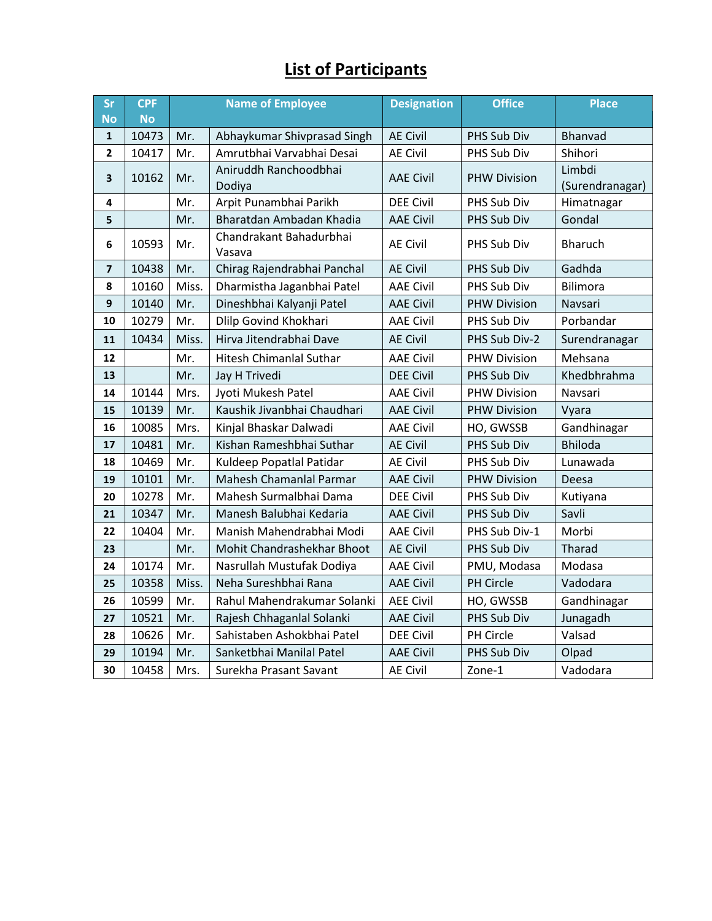# List of Participants

| Sr No | CPF No | Name of Employee | | Designation | Office | Place |
|---|---|---|---|---|---|---|
| 1 | 10473 | Mr. | Abhaykumar Shivprasad Singh | AE Civil | PHS Sub Div | Bhanvad |
| 2 | 10417 | Mr. | Amrutbhai Varvabhai Desai | AE Civil | PHS Sub Div | Shihori |
| 3 | 10162 | Mr. | Aniruddh Ranchoodbhai Dodiya | AAE Civil | PHW Division | Limbdi (Surendranagar) |
| 4 | | Mr. | Arpit Punambhai Parikh | DEE Civil | PHS Sub Div | Himatnagar |
| 5 | | Mr. | Bharatdan Ambadan Khadia | AAE Civil | PHS Sub Div | Gondal |
| 6 | 10593 | Mr. | Chandrakant Bahadurbhai Vasava | AE Civil | PHS Sub Div | Bharuch |
| 7 | 10438 | Mr. | Chirag Rajendrabhai Panchal | AE Civil | PHS Sub Div | Gadhda |
| 8 | 10160 | Miss. | Dharmistha Jaganbhai Patel | AAE Civil | PHS Sub Div | Bilimora |
| 9 | 10140 | Mr. | Dineshbhai Kalyanji Patel | AAE Civil | PHW Division | Navsari |
| 10 | 10279 | Mr. | Dlilp Govind Khokhari | AAE Civil | PHS Sub Div | Porbandar |
| 11 | 10434 | Miss. | Hirva Jitendrabhai Dave | AE Civil | PHS Sub Div-2 | Surendranagar |
| 12 | | Mr. | Hitesh Chimanlal Suthar | AAE Civil | PHW Division | Mehsana |
| 13 | | Mr. | Jay H Trivedi | DEE Civil | PHS Sub Div | Khedbhrahma |
| 14 | 10144 | Mrs. | Jyoti Mukesh Patel | AAE Civil | PHW Division | Navsari |
| 15 | 10139 | Mr. | Kaushik Jivanbhai Chaudhari | AAE Civil | PHW Division | Vyara |
| 16 | 10085 | Mrs. | Kinjal Bhaskar Dalwadi | AAE Civil | HO, GWSSB | Gandhinagar |
| 17 | 10481 | Mr. | Kishan Rameshbhai Suthar | AE Civil | PHS Sub Div | Bhiloda |
| 18 | 10469 | Mr. | Kuldeep Popatlal Patidar | AE Civil | PHS Sub Div | Lunawada |
| 19 | 10101 | Mr. | Mahesh Chamanlal Parmar | AAE Civil | PHW Division | Deesa |
| 20 | 10278 | Mr. | Mahesh Surmalbhai Dama | DEE Civil | PHS Sub Div | Kutiyana |
| 21 | 10347 | Mr. | Manesh Balubhai Kedaria | AAE Civil | PHS Sub Div | Savli |
| 22 | 10404 | Mr. | Manish Mahendrabhai Modi | AAE Civil | PHS Sub Div-1 | Morbi |
| 23 | | Mr. | Mohit Chandrashekhar Bhoot | AE Civil | PHS Sub Div | Tharad |
| 24 | 10174 | Mr. | Nasrullah Mustufak Dodiya | AAE Civil | PMU, Modasa | Modasa |
| 25 | 10358 | Miss. | Neha Sureshbhai Rana | AAE Civil | PH Circle | Vadodara |
| 26 | 10599 | Mr. | Rahul Mahendrakumar Solanki | AEE Civil | HO, GWSSB | Gandhinagar |
| 27 | 10521 | Mr. | Rajesh Chhaganlal Solanki | AAE Civil | PHS Sub Div | Junagadh |
| 28 | 10626 | Mr. | Sahistaben Ashokbhai Patel | DEE Civil | PH Circle | Valsad |
| 29 | 10194 | Mr. | Sanketbhai Manilal Patel | AAE Civil | PHS Sub Div | Olpad |
| 30 | 10458 | Mrs. | Surekha Prasant Savant | AE Civil | Zone-1 | Vadodara |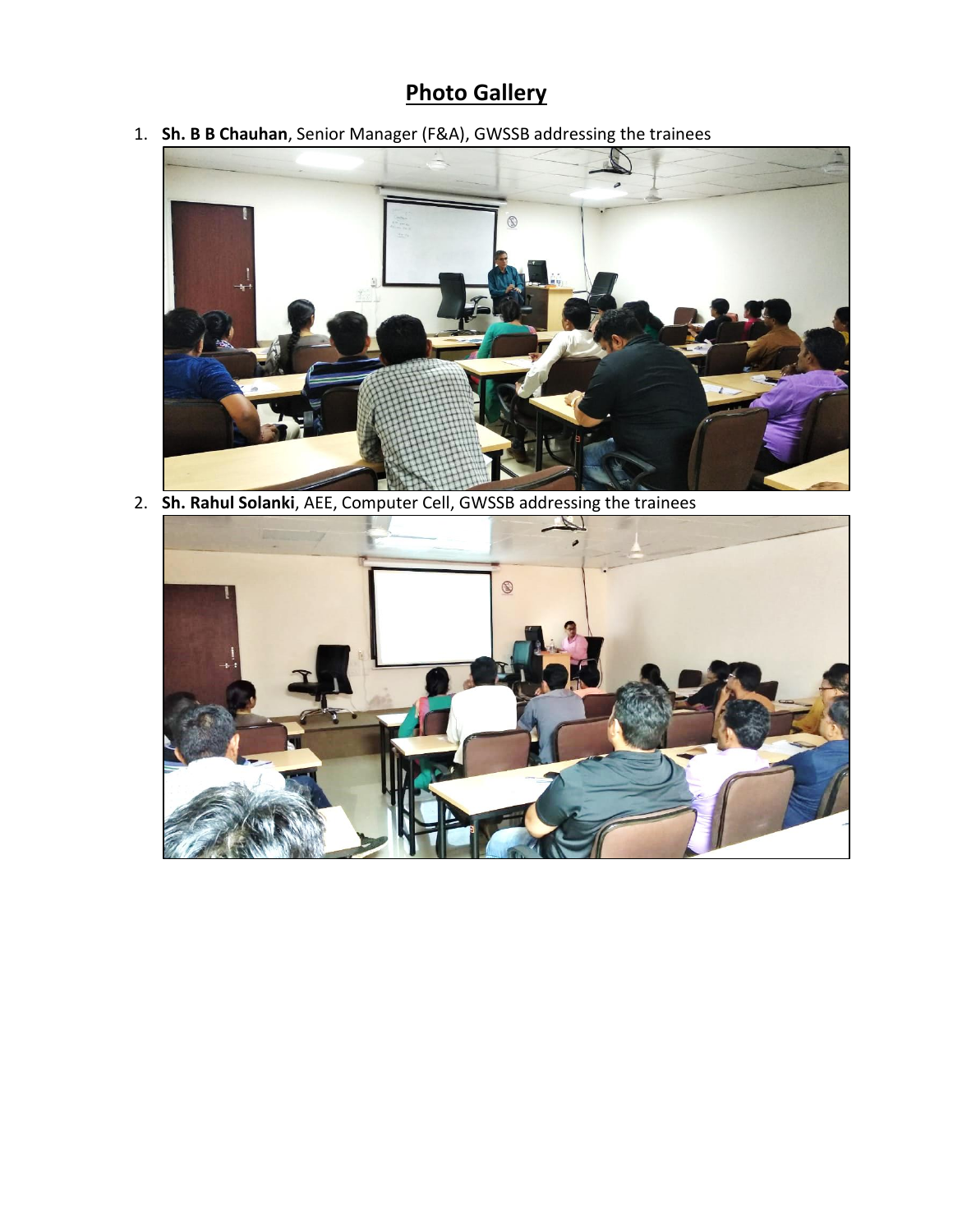# Photo Gallery

1. **Sh. B B Chauhan**, Senior Manager (F&A), GWSSB addressing the trainees

2. **Sh. Rahul Solanki**, AEE, Computer Cell, GWSSB addressing the trainees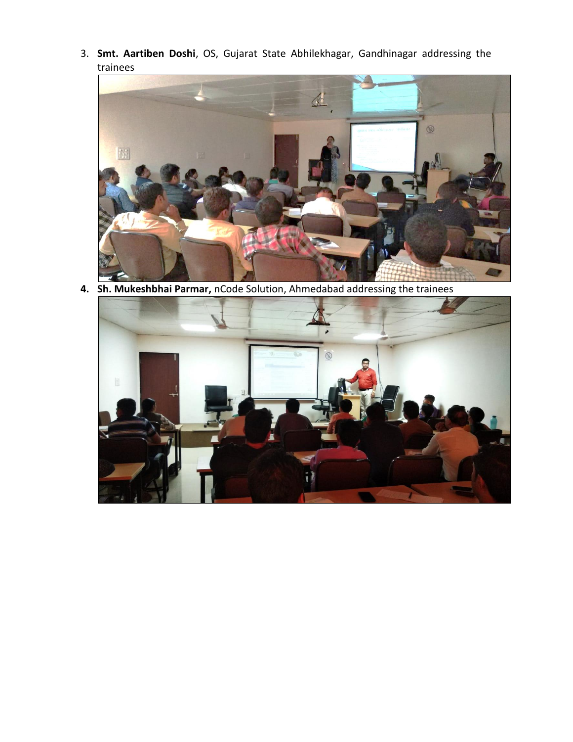3. **Smt. Aartiben Doshi**, OS, Gujarat State Abhilekhagar, Gandhinagar addressing the trainees

4. **Sh. Mukeshbhai Parmar,** nCode Solution, Ahmedabad addressing the trainees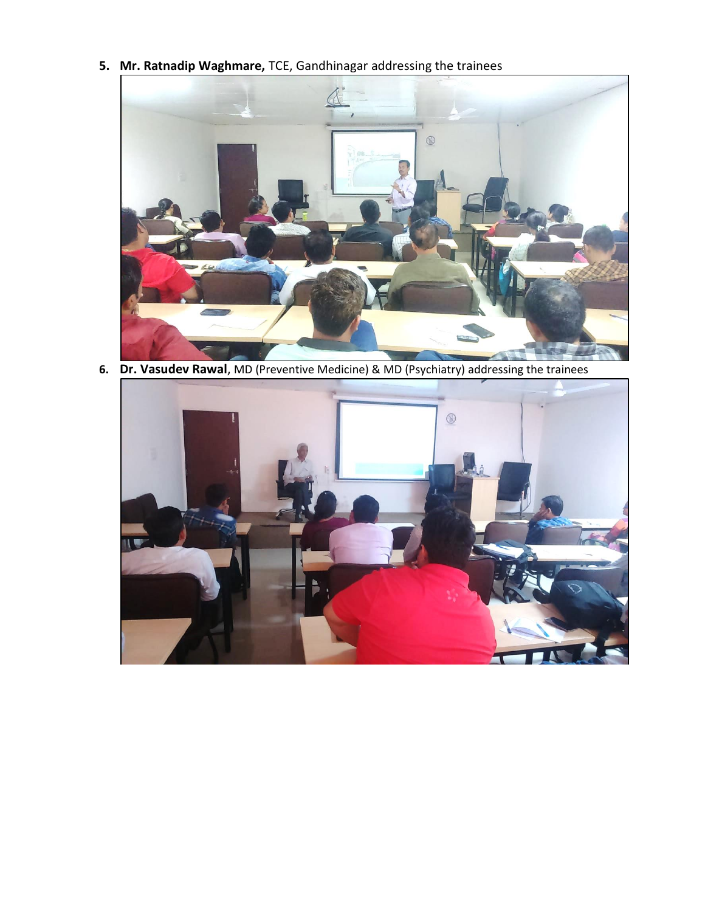5. **Mr. Ratnadip Waghmare,** TCE, Gandhinagar addressing the trainees

6. **Dr. Vasudev Rawal**, MD (Preventive Medicine) & MD (Psychiatry) addressing the trainees